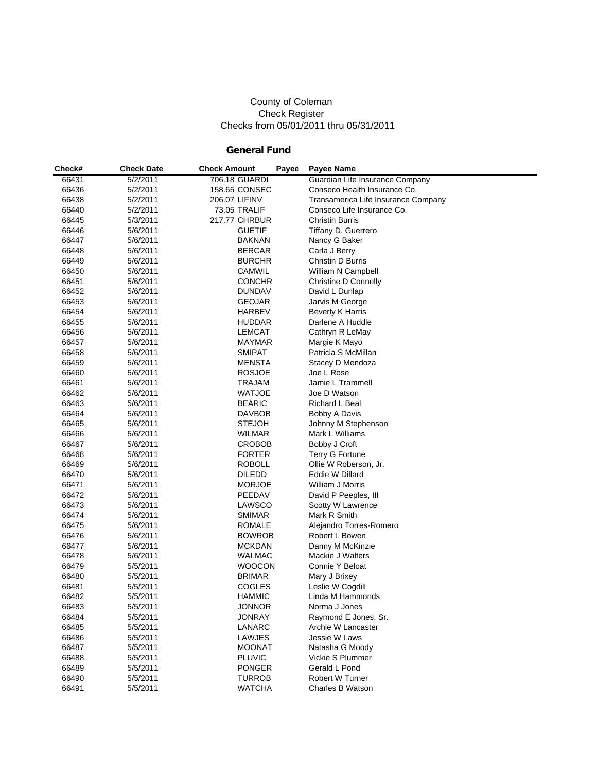County of Coleman
Check Register
Checks from 05/01/2011 thru 05/31/2011

## General Fund

| Check# | Check Date | Check Amount | Payee | Payee Name |
|---|---|---|---|---|
| 66431 | 5/2/2011 | 706.18 | GUARDI | Guardian Life Insurance Company |
| 66436 | 5/2/2011 | 158.65 | CONSEC | Conseco Health Insurance Co. |
| 66438 | 5/2/2011 | 206.07 | LIFINV | Transamerica Life Insurance Company |
| 66440 | 5/2/2011 | 73.05 | TRALIF | Conseco Life Insurance Co. |
| 66445 | 5/3/2011 | 217.77 | CHRBUR | Christin Burris |
| 66446 | 5/6/2011 | | GUETIF | Tiffany D. Guerrero |
| 66447 | 5/6/2011 | | BAKNAN | Nancy G Baker |
| 66448 | 5/6/2011 | | BERCAR | Carla J Berry |
| 66449 | 5/6/2011 | | BURCHR | Christin D Burris |
| 66450 | 5/6/2011 | | CAMWIL | William N Campbell |
| 66451 | 5/6/2011 | | CONCHR | Christine D Connelly |
| 66452 | 5/6/2011 | | DUNDAV | David L Dunlap |
| 66453 | 5/6/2011 | | GEOJAR | Jarvis M George |
| 66454 | 5/6/2011 | | HARBEV | Beverly K Harris |
| 66455 | 5/6/2011 | | HUDDAR | Darlene A Huddle |
| 66456 | 5/6/2011 | | LEMCAT | Cathryn R LeMay |
| 66457 | 5/6/2011 | | MAYMAR | Margie K Mayo |
| 66458 | 5/6/2011 | | SMIPAT | Patricia S McMillan |
| 66459 | 5/6/2011 | | MENSTA | Stacey D Mendoza |
| 66460 | 5/6/2011 | | ROSJOE | Joe L Rose |
| 66461 | 5/6/2011 | | TRAJAM | Jamie L Trammell |
| 66462 | 5/6/2011 | | WATJOE | Joe D Watson |
| 66463 | 5/6/2011 | | BEARIC | Richard L Beal |
| 66464 | 5/6/2011 | | DAVBOB | Bobby A Davis |
| 66465 | 5/6/2011 | | STEJOH | Johnny M Stephenson |
| 66466 | 5/6/2011 | | WILMAR | Mark L Williams |
| 66467 | 5/6/2011 | | CROBOB | Bobby J Croft |
| 66468 | 5/6/2011 | | FORTER | Terry G Fortune |
| 66469 | 5/6/2011 | | ROBOLL | Ollie W Roberson, Jr. |
| 66470 | 5/6/2011 | | DILEDD | Eddie W Dillard |
| 66471 | 5/6/2011 | | MORJOE | William J Morris |
| 66472 | 5/6/2011 | | PEEDAV | David P Peeples, III |
| 66473 | 5/6/2011 | | LAWSCO | Scotty W Lawrence |
| 66474 | 5/6/2011 | | SMIMAR | Mark R Smith |
| 66475 | 5/6/2011 | | ROMALE | Alejandro Torres-Romero |
| 66476 | 5/6/2011 | | BOWROB | Robert L Bowen |
| 66477 | 5/6/2011 | | MCKDAN | Danny M McKinzie |
| 66478 | 5/6/2011 | | WALMAC | Mackie J Walters |
| 66479 | 5/5/2011 | | WOOCON | Connie Y Beloat |
| 66480 | 5/5/2011 | | BRIMAR | Mary J Brixey |
| 66481 | 5/5/2011 | | COGLES | Leslie W Cogdill |
| 66482 | 5/5/2011 | | HAMMIC | Linda M Hammonds |
| 66483 | 5/5/2011 | | JONNOR | Norma J Jones |
| 66484 | 5/5/2011 | | JONRAY | Raymond E Jones, Sr. |
| 66485 | 5/5/2011 | | LANARC | Archie W Lancaster |
| 66486 | 5/5/2011 | | LAWJES | Jessie W Laws |
| 66487 | 5/5/2011 | | MOONAT | Natasha G Moody |
| 66488 | 5/5/2011 | | PLUVIC | Vickie S Plummer |
| 66489 | 5/5/2011 | | PONGER | Gerald L Pond |
| 66490 | 5/5/2011 | | TURROB | Robert W Turner |
| 66491 | 5/5/2011 | | WATCHA | Charles B Watson |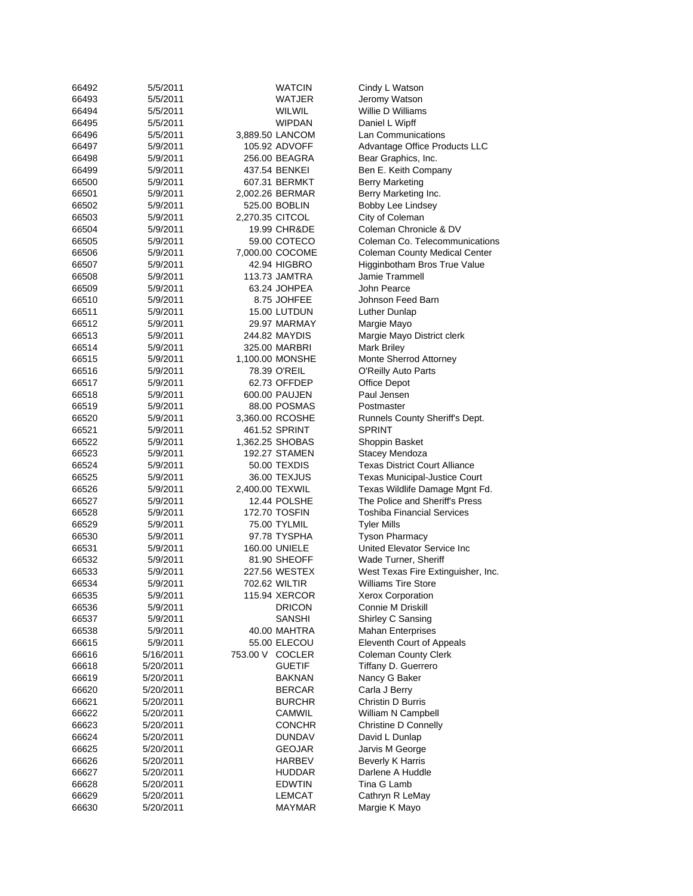| | | | | |
|---|---|---|---|---|
| 66492 | 5/5/2011 | | WATCIN | Cindy L Watson |
| 66493 | 5/5/2011 | | WATJER | Jeromy Watson |
| 66494 | 5/5/2011 | | WILWIL | Willie D Williams |
| 66495 | 5/5/2011 | | WIPDAN | Daniel L Wipff |
| 66496 | 5/5/2011 | 3,889.50 | LANCOM | Lan Communications |
| 66497 | 5/9/2011 | 105.92 | ADVOFF | Advantage Office Products LLC |
| 66498 | 5/9/2011 | 256.00 | BEAGRA | Bear Graphics, Inc. |
| 66499 | 5/9/2011 | 437.54 | BENKEI | Ben E. Keith Company |
| 66500 | 5/9/2011 | 607.31 | BERMKT | Berry Marketing |
| 66501 | 5/9/2011 | 2,002.26 | BERMAR | Berry Marketing Inc. |
| 66502 | 5/9/2011 | 525.00 | BOBLIN | Bobby Lee Lindsey |
| 66503 | 5/9/2011 | 2,270.35 | CITCOL | City of Coleman |
| 66504 | 5/9/2011 | 19.99 | CHR&DE | Coleman Chronicle & DV |
| 66505 | 5/9/2011 | 59.00 | COTECO | Coleman Co. Telecommunications |
| 66506 | 5/9/2011 | 7,000.00 | COCOME | Coleman County Medical Center |
| 66507 | 5/9/2011 | 42.94 | HIGBRO | Higginbotham Bros True Value |
| 66508 | 5/9/2011 | 113.73 | JAMTRA | Jamie Trammell |
| 66509 | 5/9/2011 | 63.24 | JOHPEA | John Pearce |
| 66510 | 5/9/2011 | 8.75 | JOHFEE | Johnson Feed Barn |
| 66511 | 5/9/2011 | 15.00 | LUTDUN | Luther Dunlap |
| 66512 | 5/9/2011 | 29.97 | MARMAY | Margie Mayo |
| 66513 | 5/9/2011 | 244.82 | MAYDIS | Margie Mayo District clerk |
| 66514 | 5/9/2011 | 325.00 | MARBRI | Mark Briley |
| 66515 | 5/9/2011 | 1,100.00 | MONSHE | Monte Sherrod Attorney |
| 66516 | 5/9/2011 | 78.39 | O'REIL | O'Reilly Auto Parts |
| 66517 | 5/9/2011 | 62.73 | OFFDEP | Office Depot |
| 66518 | 5/9/2011 | 600.00 | PAUJEN | Paul Jensen |
| 66519 | 5/9/2011 | 88.00 | POSMAS | Postmaster |
| 66520 | 5/9/2011 | 3,360.00 | RCOSHE | Runnels County Sheriff's Dept. |
| 66521 | 5/9/2011 | 461.52 | SPRINT | SPRINT |
| 66522 | 5/9/2011 | 1,362.25 | SHOBAS | Shoppin Basket |
| 66523 | 5/9/2011 | 192.27 | STAMEN | Stacey Mendoza |
| 66524 | 5/9/2011 | 50.00 | TEXDIS | Texas District Court Alliance |
| 66525 | 5/9/2011 | 36.00 | TEXJUS | Texas Municipal-Justice Court |
| 66526 | 5/9/2011 | 2,400.00 | TEXWIL | Texas Wildlife Damage Mgnt Fd. |
| 66527 | 5/9/2011 | 12.44 | POLSHE | The Police and Sheriff's Press |
| 66528 | 5/9/2011 | 172.70 | TOSFIN | Toshiba Financial Services |
| 66529 | 5/9/2011 | 75.00 | TYLMIL | Tyler Mills |
| 66530 | 5/9/2011 | 97.78 | TYSPHA | Tyson Pharmacy |
| 66531 | 5/9/2011 | 160.00 | UNIELE | United Elevator Service Inc |
| 66532 | 5/9/2011 | 81.90 | SHEOFF | Wade Turner, Sheriff |
| 66533 | 5/9/2011 | 227.56 | WESTEX | West Texas Fire Extinguisher, Inc. |
| 66534 | 5/9/2011 | 702.62 | WILTIR | Williams Tire Store |
| 66535 | 5/9/2011 | 115.94 | XERCOR | Xerox Corporation |
| 66536 | 5/9/2011 | | DRICON | Connie M Driskill |
| 66537 | 5/9/2011 | | SANSHI | Shirley C Sansing |
| 66538 | 5/9/2011 | 40.00 | MAHTRA | Mahan Enterprises |
| 66615 | 5/9/2011 | 55.00 | ELECOU | Eleventh Court of Appeals |
| 66616 | 5/16/2011 | 753.00 V | COCLER | Coleman County Clerk |
| 66618 | 5/20/2011 | | GUETIF | Tiffany D. Guerrero |
| 66619 | 5/20/2011 | | BAKNAN | Nancy G Baker |
| 66620 | 5/20/2011 | | BERCAR | Carla J Berry |
| 66621 | 5/20/2011 | | BURCHR | Christin D Burris |
| 66622 | 5/20/2011 | | CAMWIL | William N Campbell |
| 66623 | 5/20/2011 | | CONCHR | Christine D Connelly |
| 66624 | 5/20/2011 | | DUNDAV | David L Dunlap |
| 66625 | 5/20/2011 | | GEOJAR | Jarvis M George |
| 66626 | 5/20/2011 | | HARBEV | Beverly K Harris |
| 66627 | 5/20/2011 | | HUDDAR | Darlene A Huddle |
| 66628 | 5/20/2011 | | EDWTIN | Tina G Lamb |
| 66629 | 5/20/2011 | | LEMCAT | Cathryn R LeMay |
| 66630 | 5/20/2011 | | MAYMAR | Margie K Mayo |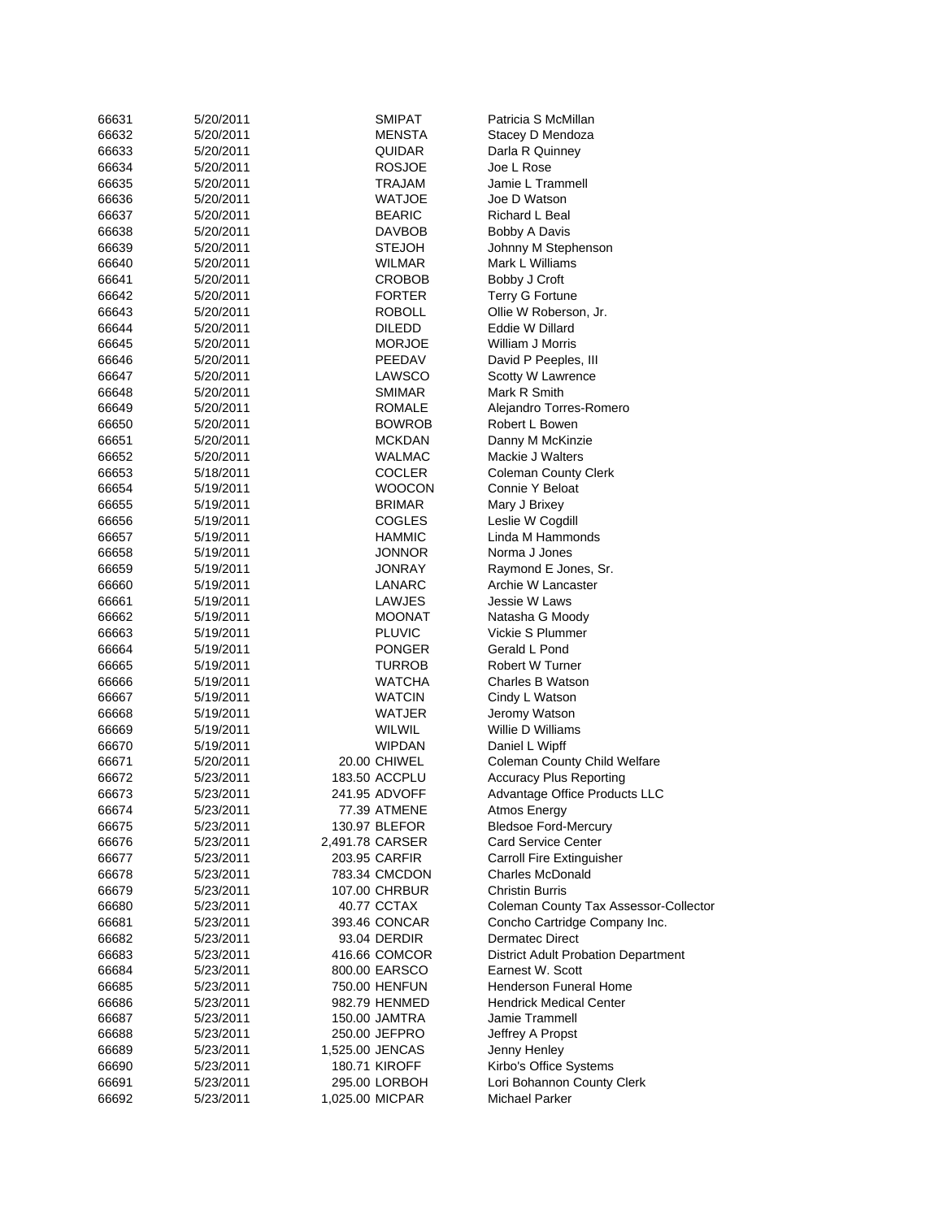| | | | | |
|---|---|---|---|---|
| 66631 | 5/20/2011 | | SMIPAT | Patricia S McMillan |
| 66632 | 5/20/2011 | | MENSTA | Stacey D Mendoza |
| 66633 | 5/20/2011 | | QUIDAR | Darla R Quinney |
| 66634 | 5/20/2011 | | ROSJOE | Joe L Rose |
| 66635 | 5/20/2011 | | TRAJAM | Jamie L Trammell |
| 66636 | 5/20/2011 | | WATJOE | Joe D Watson |
| 66637 | 5/20/2011 | | BEARIC | Richard L Beal |
| 66638 | 5/20/2011 | | DAVBOB | Bobby A Davis |
| 66639 | 5/20/2011 | | STEJOH | Johnny M Stephenson |
| 66640 | 5/20/2011 | | WILMAR | Mark L Williams |
| 66641 | 5/20/2011 | | CROBOB | Bobby J Croft |
| 66642 | 5/20/2011 | | FORTER | Terry G Fortune |
| 66643 | 5/20/2011 | | ROBOLL | Ollie W Roberson, Jr. |
| 66644 | 5/20/2011 | | DILEDD | Eddie W Dillard |
| 66645 | 5/20/2011 | | MORJOE | William J Morris |
| 66646 | 5/20/2011 | | PEEDAV | David P Peeples, III |
| 66647 | 5/20/2011 | | LAWSCO | Scotty W Lawrence |
| 66648 | 5/20/2011 | | SMIMAR | Mark R Smith |
| 66649 | 5/20/2011 | | ROMALE | Alejandro Torres-Romero |
| 66650 | 5/20/2011 | | BOWROB | Robert L Bowen |
| 66651 | 5/20/2011 | | MCKDAN | Danny M McKinzie |
| 66652 | 5/20/2011 | | WALMAC | Mackie J Walters |
| 66653 | 5/18/2011 | | COCLER | Coleman County Clerk |
| 66654 | 5/19/2011 | | WOOCON | Connie Y Beloat |
| 66655 | 5/19/2011 | | BRIMAR | Mary J Brixey |
| 66656 | 5/19/2011 | | COGLES | Leslie W Cogdill |
| 66657 | 5/19/2011 | | HAMMIC | Linda M Hammonds |
| 66658 | 5/19/2011 | | JONNOR | Norma J Jones |
| 66659 | 5/19/2011 | | JONRAY | Raymond E Jones, Sr. |
| 66660 | 5/19/2011 | | LANARC | Archie W Lancaster |
| 66661 | 5/19/2011 | | LAWJES | Jessie W Laws |
| 66662 | 5/19/2011 | | MOONAT | Natasha G Moody |
| 66663 | 5/19/2011 | | PLUVIC | Vickie S Plummer |
| 66664 | 5/19/2011 | | PONGER | Gerald L Pond |
| 66665 | 5/19/2011 | | TURROB | Robert W Turner |
| 66666 | 5/19/2011 | | WATCHA | Charles B Watson |
| 66667 | 5/19/2011 | | WATCIN | Cindy L Watson |
| 66668 | 5/19/2011 | | WATJER | Jeromy Watson |
| 66669 | 5/19/2011 | | WILWIL | Willie D Williams |
| 66670 | 5/19/2011 | | WIPDAN | Daniel L Wipff |
| 66671 | 5/20/2011 | 20.00 | CHIWEL | Coleman County Child Welfare |
| 66672 | 5/23/2011 | 183.50 | ACCPLU | Accuracy Plus Reporting |
| 66673 | 5/23/2011 | 241.95 | ADVOFF | Advantage Office Products LLC |
| 66674 | 5/23/2011 | 77.39 | ATMENE | Atmos Energy |
| 66675 | 5/23/2011 | 130.97 | BLEFOR | Bledsoe Ford-Mercury |
| 66676 | 5/23/2011 | 2,491.78 | CARSER | Card Service Center |
| 66677 | 5/23/2011 | 203.95 | CARFIR | Carroll Fire Extinguisher |
| 66678 | 5/23/2011 | 783.34 | CMCDON | Charles McDonald |
| 66679 | 5/23/2011 | 107.00 | CHRBUR | Christin Burris |
| 66680 | 5/23/2011 | 40.77 | CCTAX | Coleman County Tax Assessor-Collector |
| 66681 | 5/23/2011 | 393.46 | CONCAR | Concho Cartridge Company Inc. |
| 66682 | 5/23/2011 | 93.04 | DERDIR | Dermatec Direct |
| 66683 | 5/23/2011 | 416.66 | COMCOR | District Adult Probation Department |
| 66684 | 5/23/2011 | 800.00 | EARSCO | Earnest W. Scott |
| 66685 | 5/23/2011 | 750.00 | HENFUN | Henderson Funeral Home |
| 66686 | 5/23/2011 | 982.79 | HENMED | Hendrick Medical Center |
| 66687 | 5/23/2011 | 150.00 | JAMTRA | Jamie Trammell |
| 66688 | 5/23/2011 | 250.00 | JEFPRO | Jeffrey A Propst |
| 66689 | 5/23/2011 | 1,525.00 | JENCAS | Jenny Henley |
| 66690 | 5/23/2011 | 180.71 | KIROFF | Kirbo's Office Systems |
| 66691 | 5/23/2011 | 295.00 | LORBOH | Lori Bohannon County Clerk |
| 66692 | 5/23/2011 | 1,025.00 | MICPAR | Michael Parker |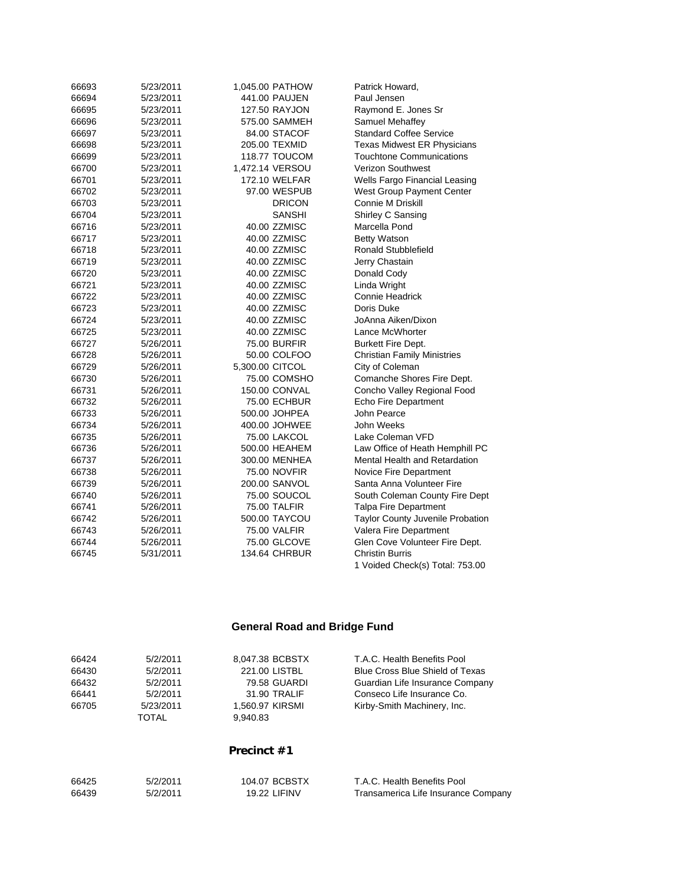| | | | | |
|---|---|---|---|---|
| 66693 | 5/23/2011 | 1,045.00 | PATHOW | Patrick Howard, |
| 66694 | 5/23/2011 | 441.00 | PAUJEN | Paul Jensen |
| 66695 | 5/23/2011 | 127.50 | RAYJON | Raymond E. Jones Sr |
| 66696 | 5/23/2011 | 575.00 | SAMMEH | Samuel Mehaffey |
| 66697 | 5/23/2011 | 84.00 | STACOF | Standard Coffee Service |
| 66698 | 5/23/2011 | 205.00 | TEXMID | Texas Midwest ER Physicians |
| 66699 | 5/23/2011 | 118.77 | TOUCOM | Touchtone Communications |
| 66700 | 5/23/2011 | 1,472.14 | VERSOU | Verizon Southwest |
| 66701 | 5/23/2011 | 172.10 | WELFAR | Wells Fargo Financial Leasing |
| 66702 | 5/23/2011 | 97.00 | WESPUB | West Group Payment Center |
| 66703 | 5/23/2011 | | DRICON | Connie M Driskill |
| 66704 | 5/23/2011 | | SANSHI | Shirley C Sansing |
| 66716 | 5/23/2011 | 40.00 | ZZMISC | Marcella Pond |
| 66717 | 5/23/2011 | 40.00 | ZZMISC | Betty Watson |
| 66718 | 5/23/2011 | 40.00 | ZZMISC | Ronald Stubblefield |
| 66719 | 5/23/2011 | 40.00 | ZZMISC | Jerry Chastain |
| 66720 | 5/23/2011 | 40.00 | ZZMISC | Donald Cody |
| 66721 | 5/23/2011 | 40.00 | ZZMISC | Linda Wright |
| 66722 | 5/23/2011 | 40.00 | ZZMISC | Connie Headrick |
| 66723 | 5/23/2011 | 40.00 | ZZMISC | Doris Duke |
| 66724 | 5/23/2011 | 40.00 | ZZMISC | JoAnna Aiken/Dixon |
| 66725 | 5/23/2011 | 40.00 | ZZMISC | Lance McWhorter |
| 66727 | 5/26/2011 | 75.00 | BURFIR | Burkett Fire Dept. |
| 66728 | 5/26/2011 | 50.00 | COLFOO | Christian Family Ministries |
| 66729 | 5/26/2011 | 5,300.00 | CITCOL | City of Coleman |
| 66730 | 5/26/2011 | 75.00 | COMSHO | Comanche Shores Fire Dept. |
| 66731 | 5/26/2011 | 150.00 | CONVAL | Concho Valley Regional Food |
| 66732 | 5/26/2011 | 75.00 | ECHBUR | Echo Fire Department |
| 66733 | 5/26/2011 | 500.00 | JOHPEA | John Pearce |
| 66734 | 5/26/2011 | 400.00 | JOHWEE | John Weeks |
| 66735 | 5/26/2011 | 75.00 | LAKCOL | Lake Coleman VFD |
| 66736 | 5/26/2011 | 500.00 | HEAHEM | Law Office of Heath Hemphill PC |
| 66737 | 5/26/2011 | 300.00 | MENHEA | Mental Health and Retardation |
| 66738 | 5/26/2011 | 75.00 | NOVFIR | Novice Fire Department |
| 66739 | 5/26/2011 | 200.00 | SANVOL | Santa Anna Volunteer Fire |
| 66740 | 5/26/2011 | 75.00 | SOUCOL | South Coleman County Fire Dept |
| 66741 | 5/26/2011 | 75.00 | TALFIR | Talpa Fire Department |
| 66742 | 5/26/2011 | 500.00 | TAYCOU | Taylor County Juvenile Probation |
| 66743 | 5/26/2011 | 75.00 | VALFIR | Valera Fire Department |
| 66744 | 5/26/2011 | 75.00 | GLCOVE | Glen Cove Volunteer Fire Dept. |
| 66745 | 5/31/2011 | 134.64 | CHRBUR | Christin Burris |
| | | | | 1 Voided Check(s) Total: 753.00 |

## General Road and Bridge Fund

| | | | | |
|---|---|---|---|---|
| 66424 | 5/2/2011 | 8,047.38 | BCBSTX | T.A.C. Health Benefits Pool |
| 66430 | 5/2/2011 | 221.00 | LISTBL | Blue Cross Blue Shield of Texas |
| 66432 | 5/2/2011 | 79.58 | GUARDI | Guardian Life Insurance Company |
| 66441 | 5/2/2011 | 31.90 | TRALIF | Conseco Life Insurance Co. |
| 66705 | 5/23/2011 | 1,560.97 | KIRSMI | Kirby-Smith Machinery, Inc. |
| | TOTAL | 9,940.83 | | |

## Precinct #1

| | | | | |
|---|---|---|---|---|
| 66425 | 5/2/2011 | 104.07 | BCBSTX | T.A.C. Health Benefits Pool |
| 66439 | 5/2/2011 | 19.22 | LIFINV | Transamerica Life Insurance Company |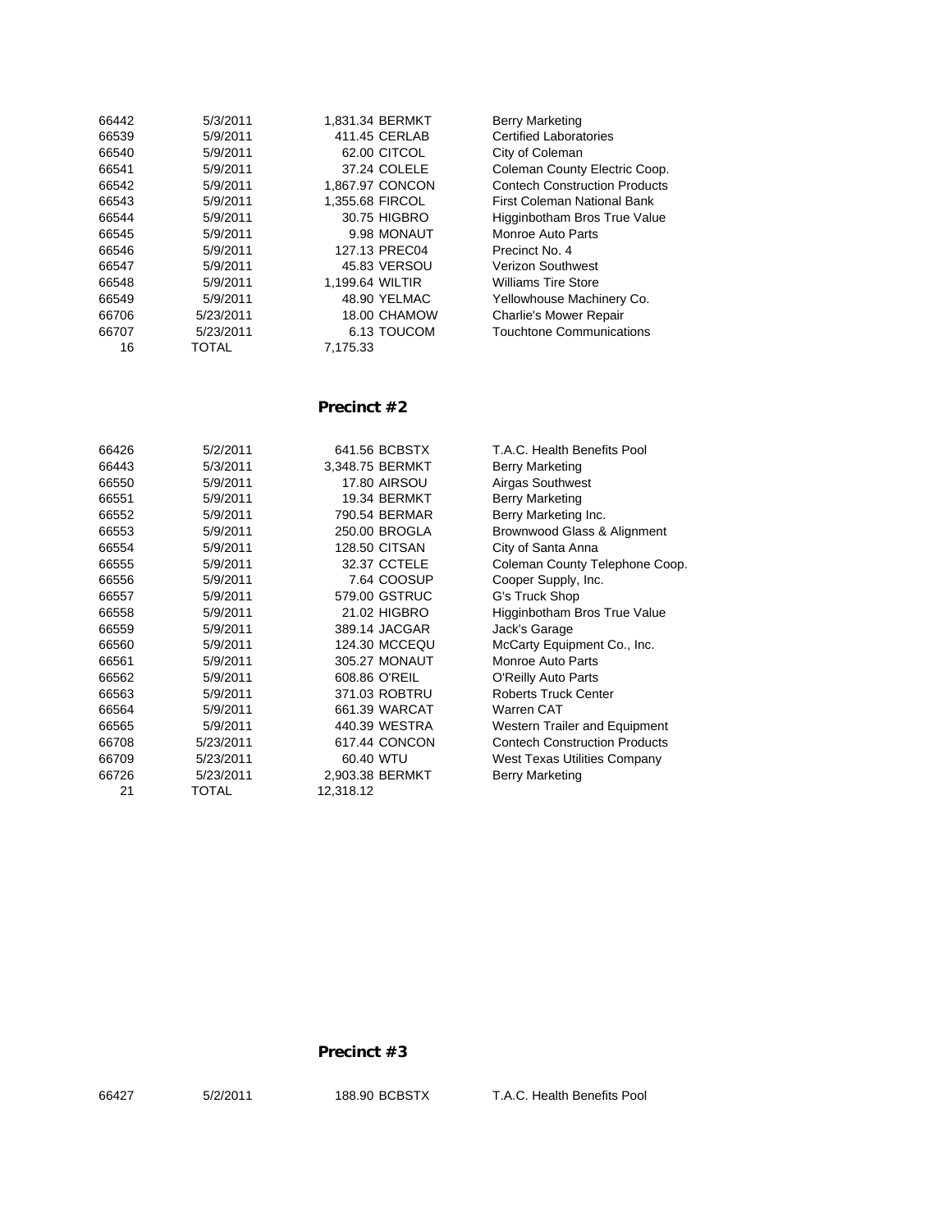| | | | | |
|---|---|---|---|---|
| 66442 | 5/3/2011 | 1,831.34 | BERMKT | Berry Marketing |
| 66539 | 5/9/2011 | 411.45 | CERLAB | Certified Laboratories |
| 66540 | 5/9/2011 | 62.00 | CITCOL | City of Coleman |
| 66541 | 5/9/2011 | 37.24 | COLELE | Coleman County Electric Coop. |
| 66542 | 5/9/2011 | 1,867.97 | CONCON | Contech Construction Products |
| 66543 | 5/9/2011 | 1,355.68 | FIRCOL | First Coleman National Bank |
| 66544 | 5/9/2011 | 30.75 | HIGBRO | Higginbotham Bros True Value |
| 66545 | 5/9/2011 | 9.98 | MONAUT | Monroe Auto Parts |
| 66546 | 5/9/2011 | 127.13 | PREC04 | Precinct No. 4 |
| 66547 | 5/9/2011 | 45.83 | VERSOU | Verizon Southwest |
| 66548 | 5/9/2011 | 1,199.64 | WILTIR | Williams Tire Store |
| 66549 | 5/9/2011 | 48.90 | YELMAC | Yellowhouse Machinery Co. |
| 66706 | 5/23/2011 | 18.00 | CHAMOW | Charlie's Mower Repair |
| 66707 | 5/23/2011 | 6.13 | TOUCOM | Touchtone Communications |
| 16 | TOTAL | 7,175.33 | | |

## Precinct #2

| | | | | |
|---|---|---|---|---|
| 66426 | 5/2/2011 | 641.56 | BCBSTX | T.A.C. Health Benefits Pool |
| 66443 | 5/3/2011 | 3,348.75 | BERMKT | Berry Marketing |
| 66550 | 5/9/2011 | 17.80 | AIRSOU | Airgas Southwest |
| 66551 | 5/9/2011 | 19.34 | BERMKT | Berry Marketing |
| 66552 | 5/9/2011 | 790.54 | BERMAR | Berry Marketing Inc. |
| 66553 | 5/9/2011 | 250.00 | BROGLA | Brownwood Glass & Alignment |
| 66554 | 5/9/2011 | 128.50 | CITSAN | City of Santa Anna |
| 66555 | 5/9/2011 | 32.37 | CCTELE | Coleman County Telephone Coop. |
| 66556 | 5/9/2011 | 7.64 | COOSUP | Cooper Supply, Inc. |
| 66557 | 5/9/2011 | 579.00 | GSTRUC | G's Truck Shop |
| 66558 | 5/9/2011 | 21.02 | HIGBRO | Higginbotham Bros True Value |
| 66559 | 5/9/2011 | 389.14 | JACGAR | Jack's Garage |
| 66560 | 5/9/2011 | 124.30 | MCCEQU | McCarty Equipment Co., Inc. |
| 66561 | 5/9/2011 | 305.27 | MONAUT | Monroe Auto Parts |
| 66562 | 5/9/2011 | 608.86 | O'REIL | O'Reilly Auto Parts |
| 66563 | 5/9/2011 | 371.03 | ROBTRU | Roberts Truck Center |
| 66564 | 5/9/2011 | 661.39 | WARCAT | Warren CAT |
| 66565 | 5/9/2011 | 440.39 | WESTRA | Western Trailer and Equipment |
| 66708 | 5/23/2011 | 617.44 | CONCON | Contech Construction Products |
| 66709 | 5/23/2011 | 60.40 | WTU | West Texas Utilities Company |
| 66726 | 5/23/2011 | 2,903.38 | BERMKT | Berry Marketing |
| 21 | TOTAL | 12,318.12 | | |

## Precinct #3

| | | | | |
|---|---|---|---|---|
| 66427 | 5/2/2011 | 188.90 | BCBSTX | T.A.C. Health Benefits Pool |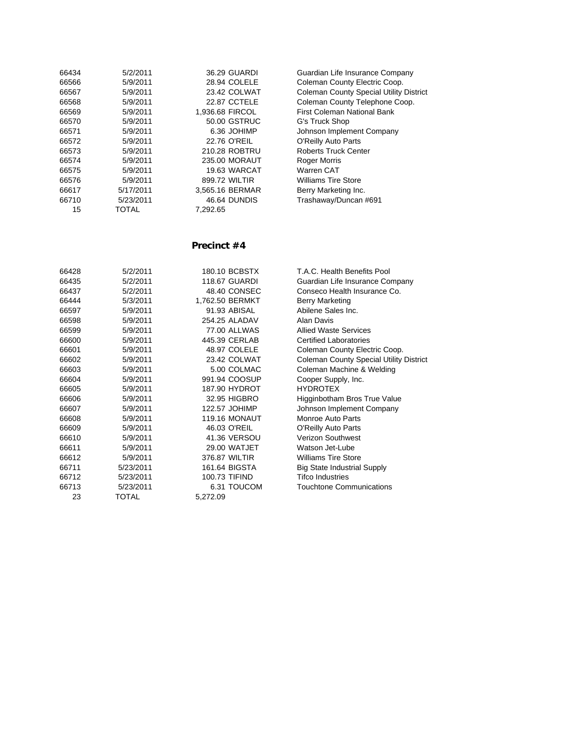| | | | | |
|---|---|---|---|---|
| 66434 | 5/2/2011 | 36.29 | GUARDI | Guardian Life Insurance Company |
| 66566 | 5/9/2011 | 28.94 | COLELE | Coleman County Electric Coop. |
| 66567 | 5/9/2011 | 23.42 | COLWAT | Coleman County Special Utility District |
| 66568 | 5/9/2011 | 22.87 | CCTELE | Coleman County Telephone Coop. |
| 66569 | 5/9/2011 | 1,936.68 | FIRCOL | First Coleman National Bank |
| 66570 | 5/9/2011 | 50.00 | GSTRUC | G's Truck Shop |
| 66571 | 5/9/2011 | 6.36 | JOHIMP | Johnson Implement Company |
| 66572 | 5/9/2011 | 22.76 | O'REIL | O'Reilly Auto Parts |
| 66573 | 5/9/2011 | 210.28 | ROBTRU | Roberts Truck Center |
| 66574 | 5/9/2011 | 235.00 | MORAUT | Roger Morris |
| 66575 | 5/9/2011 | 19.63 | WARCAT | Warren CAT |
| 66576 | 5/9/2011 | 899.72 | WILTIR | Williams Tire Store |
| 66617 | 5/17/2011 | 3,565.16 | BERMAR | Berry Marketing Inc. |
| 66710 | 5/23/2011 | 46.64 | DUNDIS | Trashaway/Duncan #691 |
| 15 | TOTAL | 7,292.65 | | |

## Precinct #4

| | | | | |
|---|---|---|---|---|
| 66428 | 5/2/2011 | 180.10 | BCBSTX | T.A.C. Health Benefits Pool |
| 66435 | 5/2/2011 | 118.67 | GUARDI | Guardian Life Insurance Company |
| 66437 | 5/2/2011 | 48.40 | CONSEC | Conseco Health Insurance Co. |
| 66444 | 5/3/2011 | 1,762.50 | BERMKT | Berry Marketing |
| 66597 | 5/9/2011 | 91.93 | ABISAL | Abilene Sales Inc. |
| 66598 | 5/9/2011 | 254.25 | ALADAV | Alan Davis |
| 66599 | 5/9/2011 | 77.00 | ALLWAS | Allied Waste Services |
| 66600 | 5/9/2011 | 445.39 | CERLAB | Certified Laboratories |
| 66601 | 5/9/2011 | 48.97 | COLELE | Coleman County Electric Coop. |
| 66602 | 5/9/2011 | 23.42 | COLWAT | Coleman County Special Utility District |
| 66603 | 5/9/2011 | 5.00 | COLMAC | Coleman Machine & Welding |
| 66604 | 5/9/2011 | 991.94 | COOSUP | Cooper Supply, Inc. |
| 66605 | 5/9/2011 | 187.90 | HYDROT | HYDROTEX |
| 66606 | 5/9/2011 | 32.95 | HIGBRO | Higginbotham Bros True Value |
| 66607 | 5/9/2011 | 122.57 | JOHIMP | Johnson Implement Company |
| 66608 | 5/9/2011 | 119.16 | MONAUT | Monroe Auto Parts |
| 66609 | 5/9/2011 | 46.03 | O'REIL | O'Reilly Auto Parts |
| 66610 | 5/9/2011 | 41.36 | VERSOU | Verizon Southwest |
| 66611 | 5/9/2011 | 29.00 | WATJET | Watson Jet-Lube |
| 66612 | 5/9/2011 | 376.87 | WILTIR | Williams Tire Store |
| 66711 | 5/23/2011 | 161.64 | BIGSTA | Big State Industrial Supply |
| 66712 | 5/23/2011 | 100.73 | TIFIND | Tifco Industries |
| 66713 | 5/23/2011 | 6.31 | TOUCOM | Touchtone Communications |
| 23 | TOTAL | 5,272.09 | | |